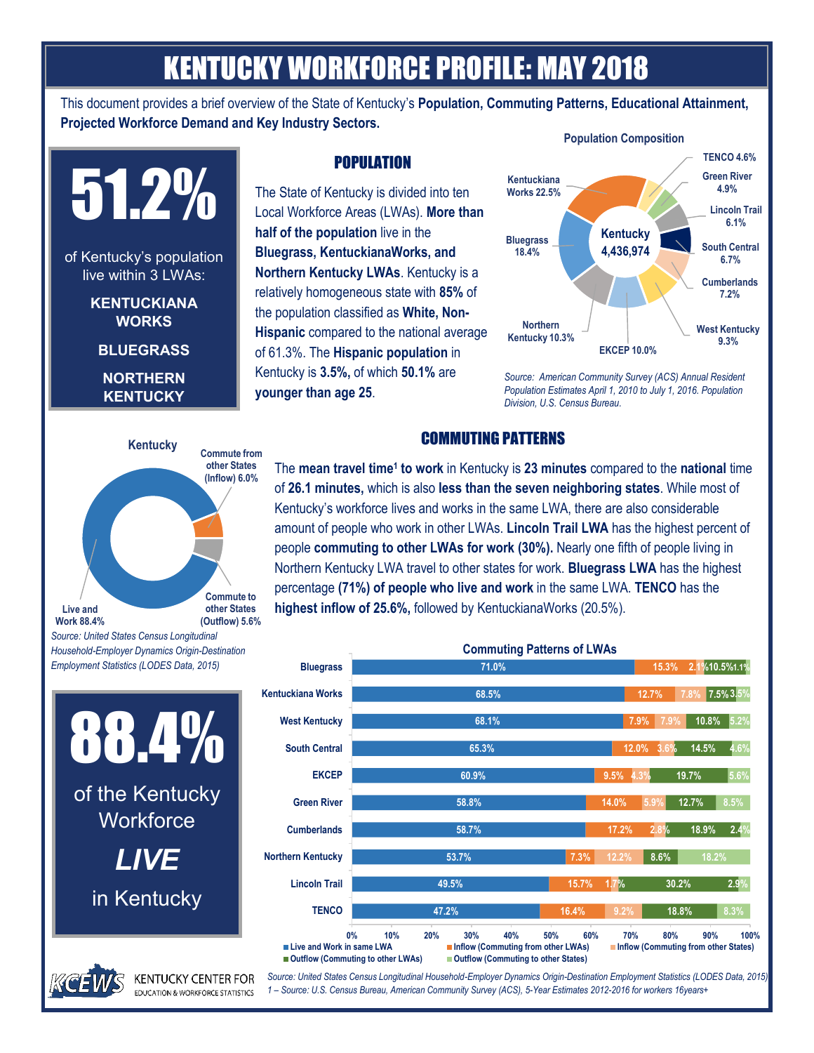# KENTUCKY WORKFORCE PROFILE: MAY 2018

This document provides a brief overview of the State of Kentucky's **Population, Commuting Patterns, Educational Attainment, Projected Workforce Demand and Key Industry Sectors.**

**51.2%**

of Kentucky's population live within 3 LWAs:

**KENTUCKIANA WORKS**

**BLUEGRASS**

**NORTHERN KENTUCKY**

## POPULATION

The State of Kentucky is divided into ten Local Workforce Areas (LWAs). **More than half of the population** live in the **Bluegrass, KentuckianaWorks, and Northern Kentucky LWAs**. Kentucky is a relatively homogeneous state with **85%** of the population classified as **White, Non-Hispanic** compared to the national average of 61.3%. The **Hispanic population** in Kentucky is **3.5%,** of which **50.1%** are **younger than age 25**.

**Population Composition**

Kentucky 4,436,974

| LWA | Share |
|---|---|
| Kentuckiana Works | 22.5% |
| Bluegrass | 18.4% |
| Northern Kentucky | 10.3% |
| EKCEP | 10.0% |
| West Kentucky | 9.3% |
| Cumberlands | 7.2% |
| South Central | 6.7% |
| Lincoln Trail | 6.1% |
| Green River | 4.9% |
| TENCO | 4.6% |

*Source: American Community Survey (ACS) Annual Resident Population Estimates April 1, 2010 to July 1, 2016. Population Division, U.S. Census Bureau.*

## COMMUTING PATTERNS

**Kentucky**

| Category | Share |
|---|---|
| Live and Work | 88.4% |
| Commute from other States (Inflow) | 6.0% |
| Commute to other States (Outflow) | 5.6% |

*Source: United States Census Longitudinal Household-Employer Dynamics Origin-Destination Employment Statistics (LODES Data, 2015)*

The **mean travel time[1] to work** in Kentucky is **23 minutes** compared to the **national** time of **26.1 minutes,** which is also **less than the seven neighboring states**. While most of Kentucky's workforce lives and works in the same LWA, there are also considerable amount of people who work in other LWAs. **Lincoln Trail LWA** has the highest percent of people **commuting to other LWAs for work (30%).** Nearly one fifth of people living in Northern Kentucky LWA travel to other states for work. **Bluegrass LWA** has the highest percentage **(71%) of people who live and work** in the same LWA. **TENCO** has the **highest inflow of 25.6%,** followed by KentuckianaWorks (20.5%).

**88.4%**

of the Kentucky Workforce

***LIVE***

in Kentucky

**Commuting Patterns of LWAs**

| LWA | Live and Work in same LWA | Inflow (Commuting from other LWAs) | Inflow (Commuting from other States) | Outflow (Commuting to other LWAs) | Outflow (Commuting to other States) |
|---|---|---|---|---|---|
| Bluegrass | 71.0% | 15.3% | 2.1% | 10.5% | 1.1% |
| Kentuckiana Works | 68.5% | 12.7% | 7.8% | 7.5% | 3.5% |
| West Kentucky | 68.1% | 7.9% | 7.9% | 10.8% | 5.2% |
| South Central | 65.3% | 12.0% | 3.6% | 14.5% | 4.6% |
| EKCEP | 60.9% | 9.5% | 4.3% | 19.7% | 5.6% |
| Green River | 58.8% | 14.0% | 5.9% | 12.7% | 8.5% |
| Cumberlands | 58.7% | 17.2% | 2.8% | 18.9% | 2.4% |
| Northern Kentucky | 53.7% | 7.3% | 12.2% | 8.6% | 18.2% |
| Lincoln Trail | 49.5% | 15.7% | 1.7% | 30.2% | 2.9% |
| TENCO | 47.2% | 16.4% | 9.2% | 18.8% | 8.3% |

*Source: United States Census Longitudinal Household-Employer Dynamics Origin-Destination Employment Statistics (LODES Data, 2015)*

*1 – Source: U.S. Census Bureau, American Community Survey (ACS), 5-Year Estimates 2012-2016 for workers 16years+*

KCEWS KENTUCKY CENTER FOR EDUCATION & WORKFORCE STATISTICS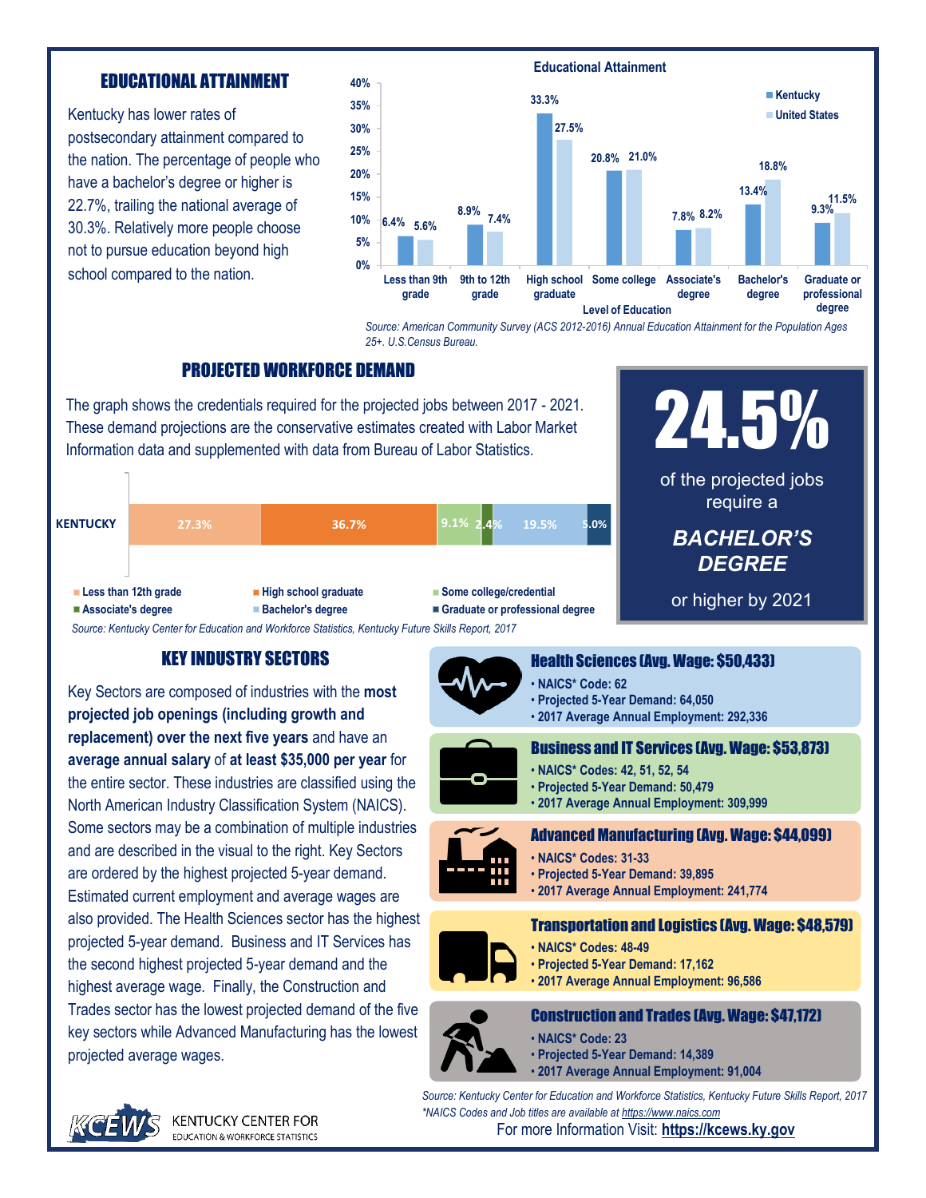## EDUCATIONAL ATTAINMENT

Kentucky has lower rates of postsecondary attainment compared to the nation. The percentage of people who have a bachelor's degree or higher is 22.7%, trailing the national average of 30.3%. Relatively more people choose not to pursue education beyond high school compared to the nation.

Educational Attainment

Kentucky
United States

40%
35%
30%
25%
20%
15%
10%
5%
0%

Less than 9th grade: 6.4% 5.6%
9th to 12th grade: 8.9% 7.4%
High school graduate: 33.3% 27.5%
Some college: 20.8% 21.0%
Associate's degree: 7.8% 8.2%
Bachelor's degree: 13.4% 18.8%
Graduate or professional degree: 9.3% 11.5%

Level of Education

*Source: American Community Survey (ACS 2012-2016) Annual Education Attainment for the Population Ages 25+. U.S.Census Bureau.*

## PROJECTED WORKFORCE DEMAND

The graph shows the credentials required for the projected jobs between 2017 - 2021. These demand projections are the conservative estimates created with Labor Market Information data and supplemented with data from Bureau of Labor Statistics.

KENTUCKY

27.3% 36.7% 9.1% 2.4% 19.5% 5.0%

Less than 12th grade
High school graduate
Some college/credential
Associate's degree
Bachelor's degree
Graduate or professional degree

*Source: Kentucky Center for Education and Workforce Statistics, Kentucky Future Skills Report, 2017*

**24.5%**

of the projected jobs require a

***BACHELOR'S DEGREE***

or higher by 2021

## KEY INDUSTRY SECTORS

Key Sectors are composed of industries with the **most projected job openings (including growth and replacement) over the next five years** and have an **average annual salary** of **at least $35,000 per year** for the entire sector. These industries are classified using the North American Industry Classification System (NAICS). Some sectors may be a combination of multiple industries and are described in the visual to the right. Key Sectors are ordered by the highest projected 5-year demand. Estimated current employment and average wages are also provided. The Health Sciences sector has the highest projected 5-year demand. Business and IT Services has the second highest projected 5-year demand and the highest average wage. Finally, the Construction and Trades sector has the lowest projected demand of the five key sectors while Advanced Manufacturing has the lowest projected average wages.

### Health Sciences (Avg. Wage: $50,433)

- NAICS* Code: 62
- Projected 5-Year Demand: 64,050
- 2017 Average Annual Employment: 292,336

### Business and IT Services (Avg. Wage: $53,873)

- NAICS* Codes: 42, 51, 52, 54
- Projected 5-Year Demand: 50,479
- 2017 Average Annual Employment: 309,999

### Advanced Manufacturing (Avg. Wage: $44,099)

- NAICS* Codes: 31-33
- Projected 5-Year Demand: 39,895
- 2017 Average Annual Employment: 241,774

### Transportation and Logistics (Avg. Wage: $48,579)

- NAICS* Codes: 48-49
- Projected 5-Year Demand: 17,162
- 2017 Average Annual Employment: 96,586

### Construction and Trades (Avg. Wage: $47,172)

- NAICS* Code: 23
- Projected 5-Year Demand: 14,389
- 2017 Average Annual Employment: 91,004

*Source: Kentucky Center for Education and Workforce Statistics, Kentucky Future Skills Report, 2017*
**NAICS Codes and Job titles are available at https://www.naics.com*

KCEWS KENTUCKY CENTER FOR EDUCATION & WORKFORCE STATISTICS

For more Information Visit: **https://kcews.ky.gov**